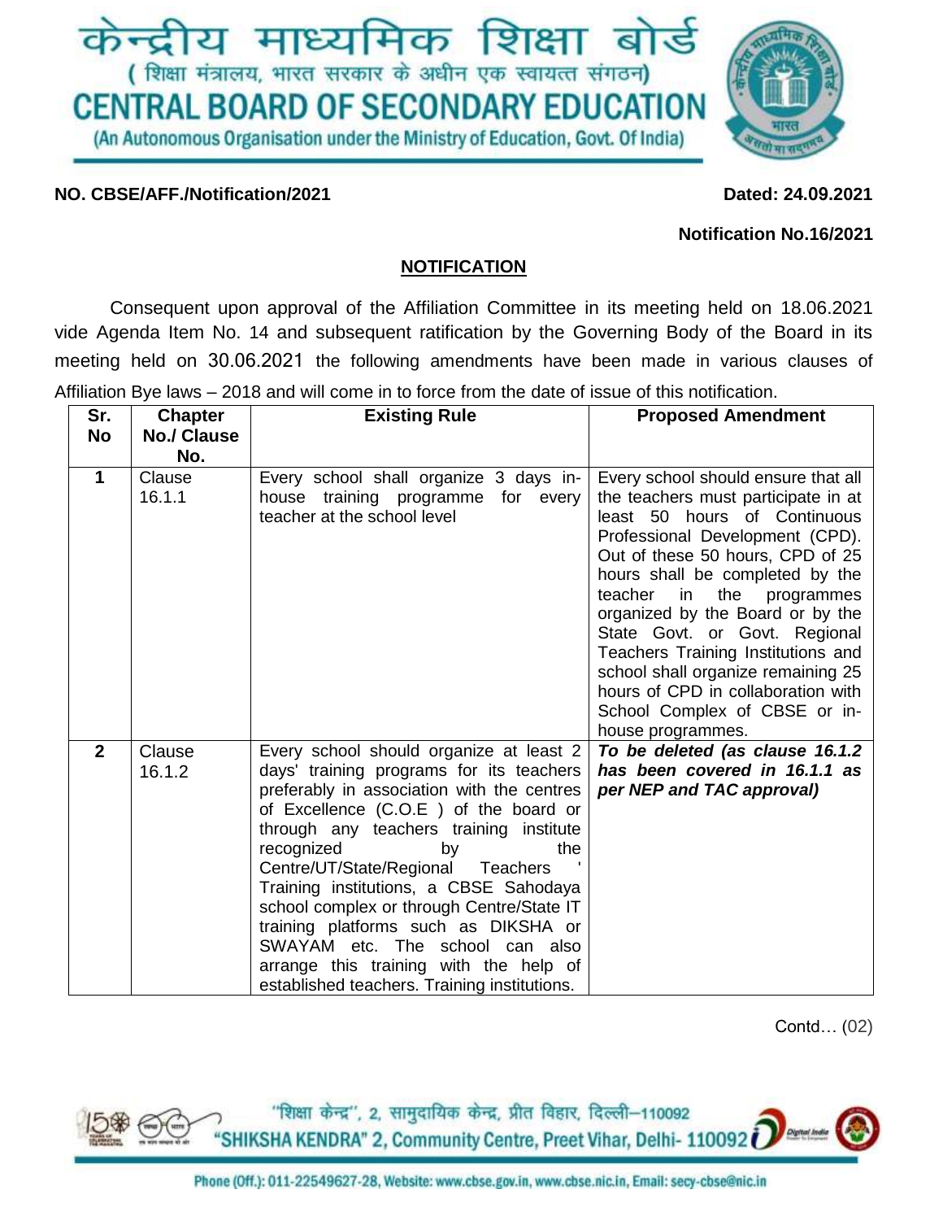# केन्द्रीय माध्यमिक शिक्षा बोर्ड

( शिक्षा मंत्रालय, भारत सरकार के अधीन एक स्वायत्त संगठन)

# CENTRAL BOARD OF SECONDARY EDUCATION

(An Autonomous Organisation under the Ministry of Education, Govt. Of India)

**NO. CBSE/AFF./Notification/2021** **Dated: 24.09.2021**

**Notification No.16/2021**

**<u>NOTIFICATION</u>**

Consequent upon approval of the Affiliation Committee in its meeting held on 18.06.2021 vide Agenda Item No. 14 and subsequent ratification by the Governing Body of the Board in its meeting held on 30.06.2021 the following amendments have been made in various clauses of Affiliation Bye laws – 2018 and will come in to force from the date of issue of this notification.

| Sr. No | Chapter No./ Clause No. | Existing Rule | Proposed Amendment |
|---|---|---|---|
| 1 | Clause 16.1.1 | Every school shall organize 3 days in-house training programme for every teacher at the school level | Every school should ensure that all the teachers must participate in at least 50 hours of Continuous Professional Development (CPD). Out of these 50 hours, CPD of 25 hours shall be completed by the teacher in the programmes organized by the Board or by the State Govt. or Govt. Regional Teachers Training Institutions and school shall organize remaining 25 hours of CPD in collaboration with School Complex of CBSE or in-house programmes. |
| 2 | Clause 16.1.2 | Every school should organize at least 2 days' training programs for its teachers preferably in association with the centres of Excellence (C.O.E ) of the board or through any teachers training institute recognized by the Centre/UT/State/Regional Teachers ' Training institutions, a CBSE Sahodaya school complex or through Centre/State IT training platforms such as DIKSHA or SWAYAM etc. The school can also arrange this training with the help of established teachers. Training institutions. | ***To be deleted (as clause 16.1.2 has been covered in 16.1.1 as per NEP and TAC approval)*** |

Contd… (02)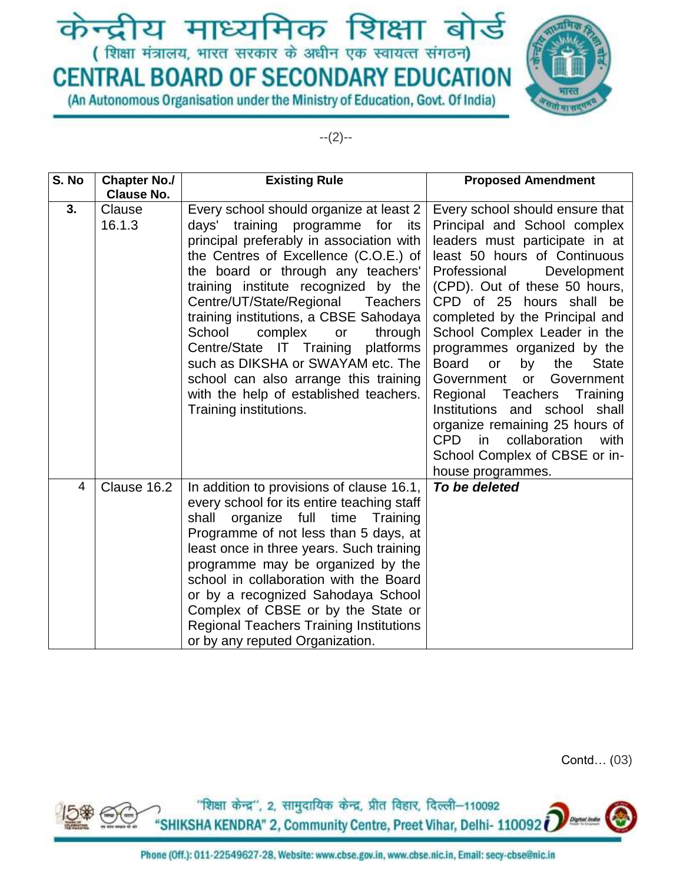| S. No | Chapter No./ Clause No. | Existing Rule | Proposed Amendment |
|---|---|---|---|
| **3.** | Clause 16.1.3 | Every school should organize at least 2 days' training programme for its principal preferably in association with the Centres of Excellence (C.O.E.) of the board or through any teachers' training institute recognized by the Centre/UT/State/Regional Teachers training institutions, a CBSE Sahodaya School complex or through Centre/State IT Training platforms such as DIKSHA or SWAYAM etc. The school can also arrange this training with the help of established teachers. Training institutions. | Every school should ensure that Principal and School complex leaders must participate in at least 50 hours of Continuous Professional Development (CPD). Out of these 50 hours, CPD of 25 hours shall be completed by the Principal and School Complex Leader in the programmes organized by the Board or by the State Government or Government Regional Teachers Training Institutions and school shall organize remaining 25 hours of CPD in collaboration with School Complex of CBSE or in-house programmes. |
| 4 | Clause 16.2 | In addition to provisions of clause 16.1, every school for its entire teaching staff shall organize full time Training Programme of not less than 5 days, at least once in three years. Such training programme may be organized by the school in collaboration with the Board or by a recognized Sahodaya School Complex of CBSE or by the State or Regional Teachers Training Institutions or by any reputed Organization. | ***To be deleted*** |

Contd… (03)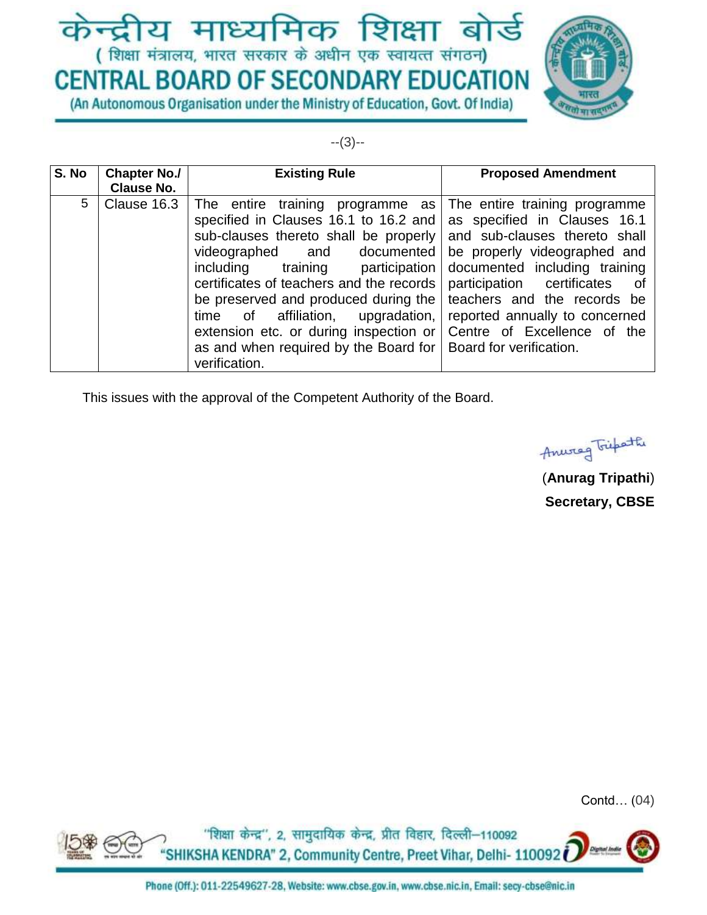| S. No | Chapter No./ Clause No. | Existing Rule | Proposed Amendment |
|---|---|---|---|
| 5 | Clause 16.3 | The entire training programme as specified in Clauses 16.1 to 16.2 and sub-clauses thereto shall be properly videographed and documented including training participation certificates of teachers and the records be preserved and produced during the time of affiliation, upgradation, extension etc. or during inspection or as and when required by the Board for verification. | The entire training programme as specified in Clauses 16.1 and sub-clauses thereto shall be properly videographed and documented including training participation certificates of teachers and the records be reported annually to concerned Centre of Excellence of the Board for verification. |

This issues with the approval of the Competent Authority of the Board.

(**Anurag Tripathi**)
**Secretary, CBSE**

Contd… (04)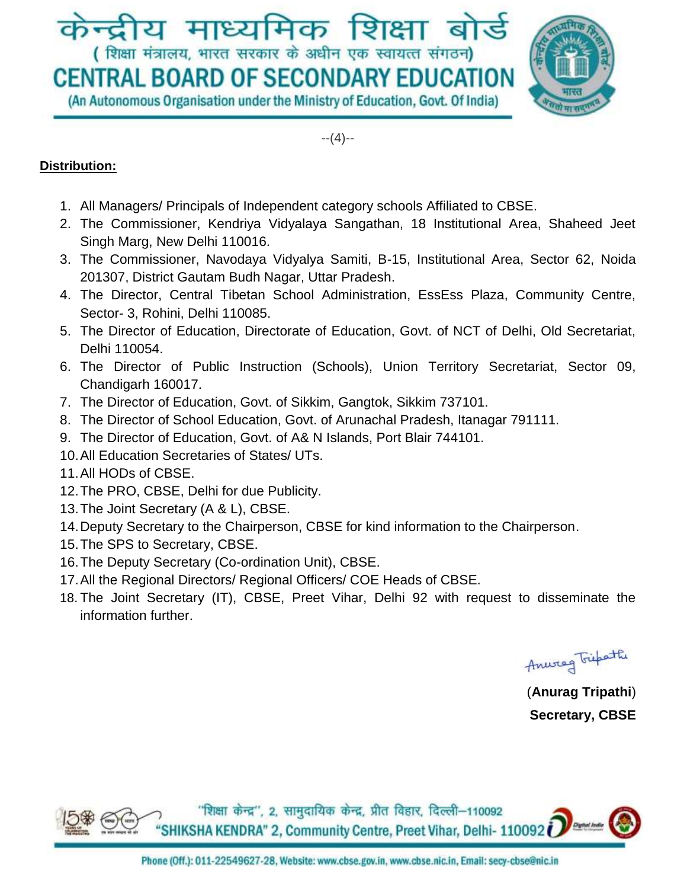**Distribution:**

1. All Managers/ Principals of Independent category schools Affiliated to CBSE.
2. The Commissioner, Kendriya Vidyalaya Sangathan, 18 Institutional Area, Shaheed Jeet Singh Marg, New Delhi 110016.
3. The Commissioner, Navodaya Vidyalya Samiti, B-15, Institutional Area, Sector 62, Noida 201307, District Gautam Budh Nagar, Uttar Pradesh.
4. The Director, Central Tibetan School Administration, EssEss Plaza, Community Centre, Sector- 3, Rohini, Delhi 110085.
5. The Director of Education, Directorate of Education, Govt. of NCT of Delhi, Old Secretariat, Delhi 110054.
6. The Director of Public Instruction (Schools), Union Territory Secretariat, Sector 09, Chandigarh 160017.
7. The Director of Education, Govt. of Sikkim, Gangtok, Sikkim 737101.
8. The Director of School Education, Govt. of Arunachal Pradesh, Itanagar 791111.
9. The Director of Education, Govt. of A& N Islands, Port Blair 744101.
10. All Education Secretaries of States/ UTs.
11. All HODs of CBSE.
12. The PRO, CBSE, Delhi for due Publicity.
13. The Joint Secretary (A & L), CBSE.
14. Deputy Secretary to the Chairperson, CBSE for kind information to the Chairperson.
15. The SPS to Secretary, CBSE.
16. The Deputy Secretary (Co-ordination Unit), CBSE.
17. All the Regional Directors/ Regional Officers/ COE Heads of CBSE.
18. The Joint Secretary (IT), CBSE, Preet Vihar, Delhi 92 with request to disseminate the information further.

Anurag Tripathi

(**Anurag Tripathi**)
**Secretary, CBSE**